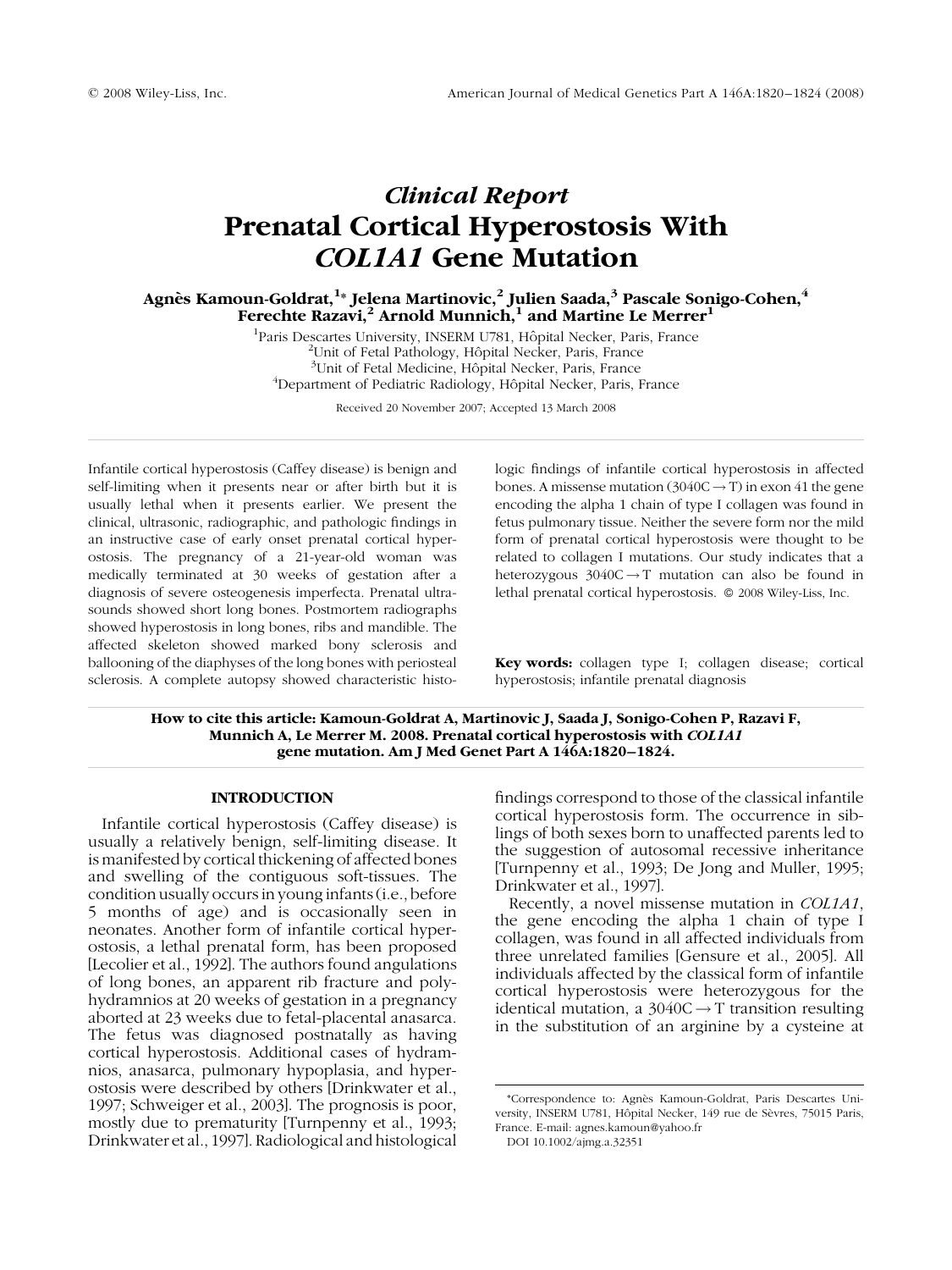## Clinical Report

# Prenatal Cortical Hyperostosis With *COL1A1* Gene Mutation

**Agnès Kamoun-Goldrat,[1]* Jelena Martinovic,[2] Julien Saada,[3] Pascale Sonigo-Cohen,[4] Ferechte Razavi,[2] Arnold Munnich,[1] and Martine Le Merrer[1]**

[1]Paris Descartes University, INSERM U781, Hôpital Necker, Paris, France
[2]Unit of Fetal Pathology, Hôpital Necker, Paris, France
[3]Unit of Fetal Medicine, Hôpital Necker, Paris, France
[4]Department of Pediatric Radiology, Hôpital Necker, Paris, France

Received 20 November 2007; Accepted 13 March 2008

Infantile cortical hyperostosis (Caffey disease) is benign and self-limiting when it presents near or after birth but it is usually lethal when it presents earlier. We present the clinical, ultrasonic, radiographic, and pathologic findings in an instructive case of early onset prenatal cortical hyperostosis. The pregnancy of a 21-year-old woman was medically terminated at 30 weeks of gestation after a diagnosis of severe osteogenesis imperfecta. Prenatal ultrasounds showed short long bones. Postmortem radiographs showed hyperostosis in long bones, ribs and mandible. The affected skeleton showed marked bony sclerosis and ballooning of the diaphyses of the long bones with periosteal sclerosis. A complete autopsy showed characteristic histologic findings of infantile cortical hyperostosis in affected bones. A missense mutation (3040C → T) in exon 41 the gene encoding the alpha 1 chain of type I collagen was found in fetus pulmonary tissue. Neither the severe form nor the mild form of prenatal cortical hyperostosis were thought to be related to collagen I mutations. Our study indicates that a heterozygous 3040C → T mutation can also be found in lethal prenatal cortical hyperostosis. © 2008 Wiley-Liss, Inc.

**Key words:** collagen type I; collagen disease; cortical hyperostosis; infantile prenatal diagnosis

**How to cite this article: Kamoun-Goldrat A, Martinovic J, Saada J, Sonigo-Cohen P, Razavi F, Munnich A, Le Merrer M. 2008. Prenatal cortical hyperostosis with *COL1A1* gene mutation. Am J Med Genet Part A 146A:1820–1824.**

## INTRODUCTION

Infantile cortical hyperostosis (Caffey disease) is usually a relatively benign, self-limiting disease. It is manifested by cortical thickening of affected bones and swelling of the contiguous soft-tissues. The condition usually occurs in young infants (i.e., before 5 months of age) and is occasionally seen in neonates. Another form of infantile cortical hyperostosis, a lethal prenatal form, has been proposed [Lecolier et al., 1992]. The authors found angulations of long bones, an apparent rib fracture and polyhydramnios at 20 weeks of gestation in a pregnancy aborted at 23 weeks due to fetal-placental anasarca. The fetus was diagnosed postnatally as having cortical hyperostosis. Additional cases of hydramnios, anasarca, pulmonary hypoplasia, and hyperostosis were described by others [Drinkwater et al., 1997; Schweiger et al., 2003]. The prognosis is poor, mostly due to prematurity [Turnpenny et al., 1993; Drinkwater et al., 1997]. Radiological and histological findings correspond to those of the classical infantile cortical hyperostosis form. The occurrence in siblings of both sexes born to unaffected parents led to the suggestion of autosomal recessive inheritance [Turnpenny et al., 1993; De Jong and Muller, 1995; Drinkwater et al., 1997].

Recently, a novel missense mutation in *COL1A1*, the gene encoding the alpha 1 chain of type I collagen, was found in all affected individuals from three unrelated families [Gensure et al., 2005]. All individuals affected by the classical form of infantile cortical hyperostosis were heterozygous for the identical mutation, a 3040C → T transition resulting in the substitution of an arginine by a cysteine at

*Correspondence to: Agnès Kamoun-Goldrat, Paris Descartes University, INSERM U781, Hôpital Necker, 149 rue de Sèvres, 75015 Paris, France. E-mail: agnes.kamoun@yahoo.fr

DOI 10.1002/ajmg.a.32351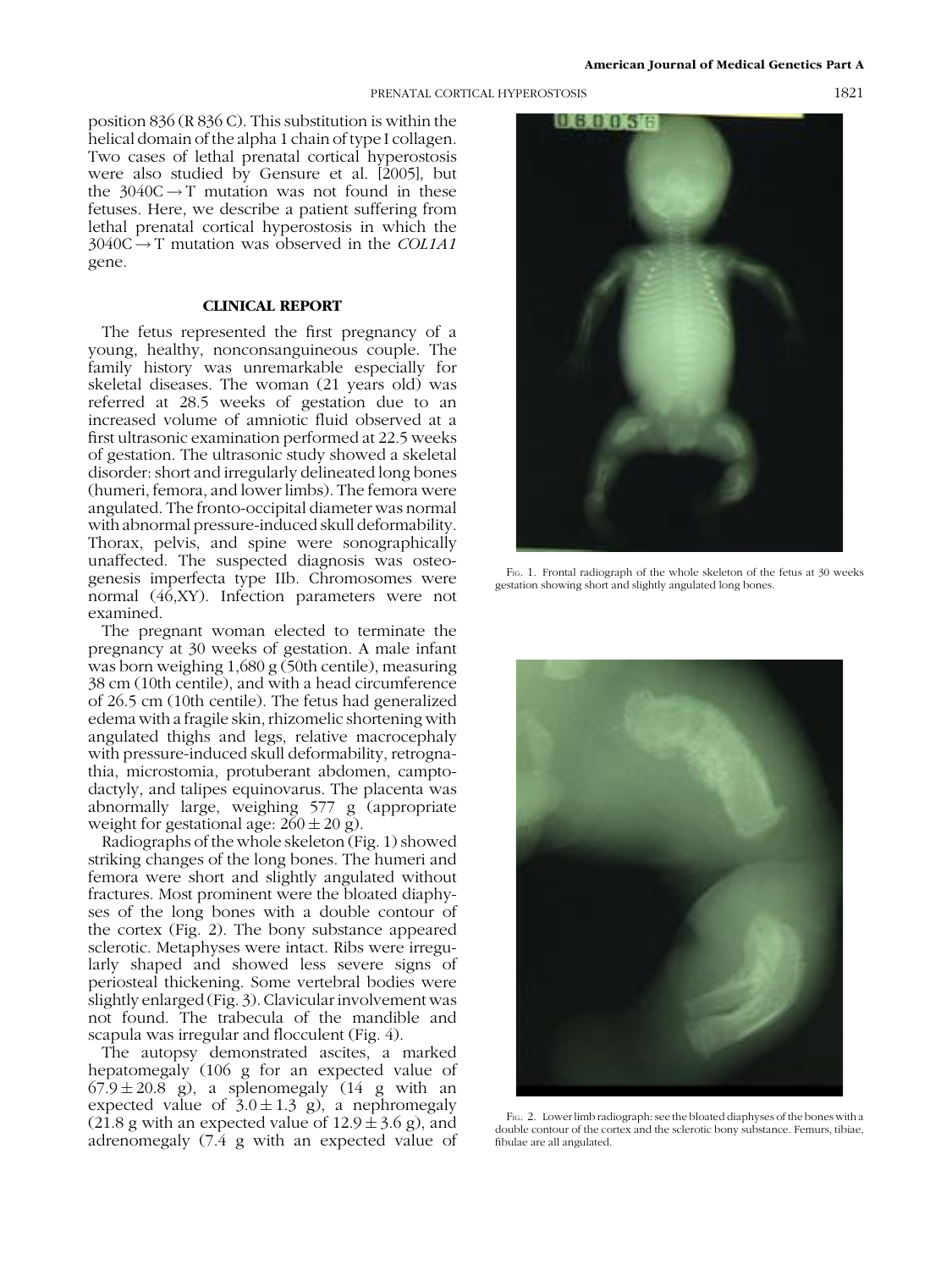position 836 (R 836 C). This substitution is within the helical domain of the alpha 1 chain of type I collagen. Two cases of lethal prenatal cortical hyperostosis were also studied by Gensure et al. [2005], but the 3040C → T mutation was not found in these fetuses. Here, we describe a patient suffering from lethal prenatal cortical hyperostosis in which the 3040C → T mutation was observed in the *COL1A1* gene.

## CLINICAL REPORT

The fetus represented the first pregnancy of a young, healthy, nonconsanguineous couple. The family history was unremarkable especially for skeletal diseases. The woman (21 years old) was referred at 28.5 weeks of gestation due to an increased volume of amniotic fluid observed at a first ultrasonic examination performed at 22.5 weeks of gestation. The ultrasonic study showed a skeletal disorder: short and irregularly delineated long bones (humeri, femora, and lower limbs). The femora were angulated. The fronto-occipital diameter was normal with abnormal pressure-induced skull deformability. Thorax, pelvis, and spine were sonographically unaffected. The suspected diagnosis was osteogenesis imperfecta type IIb. Chromosomes were normal (46,XY). Infection parameters were not examined.

The pregnant woman elected to terminate the pregnancy at 30 weeks of gestation. A male infant was born weighing 1,680 g (50th centile), measuring 38 cm (10th centile), and with a head circumference of 26.5 cm (10th centile). The fetus had generalized edema with a fragile skin, rhizomelic shortening with angulated thighs and legs, relative macrocephaly with pressure-induced skull deformability, retrognathia, microstomia, protuberant abdomen, camptodactyly, and talipes equinovarus. The placenta was abnormally large, weighing 577 g (appropriate weight for gestational age: $260 \pm 20$ g).

Radiographs of the whole skeleton (Fig. 1) showed striking changes of the long bones. The humeri and femora were short and slightly angulated without fractures. Most prominent were the bloated diaphyses of the long bones with a double contour of the cortex (Fig. 2). The bony substance appeared sclerotic. Metaphyses were intact. Ribs were irregularly shaped and showed less severe signs of periosteal thickening. Some vertebral bodies were slightly enlarged (Fig. 3). Clavicular involvement was not found. The trabecula of the mandible and scapula was irregular and flocculent (Fig. 4).

The autopsy demonstrated ascites, a marked hepatomegaly (106 g for an expected value of $67.9 \pm 20.8$ g), a splenomegaly (14 g with an expected value of $3.0 \pm 1.3$ g), a nephromegaly (21.8 g with an expected value of $12.9 \pm 3.6$ g), and adrenomegaly (7.4 g with an expected value of

Fig. 1. Frontal radiograph of the whole skeleton of the fetus at 30 weeks gestation showing short and slightly angulated long bones.

Fig. 2. Lower limb radiograph: see the bloated diaphyses of the bones with a double contour of the cortex and the sclerotic bony substance. Femurs, tibiae, fibulae are all angulated.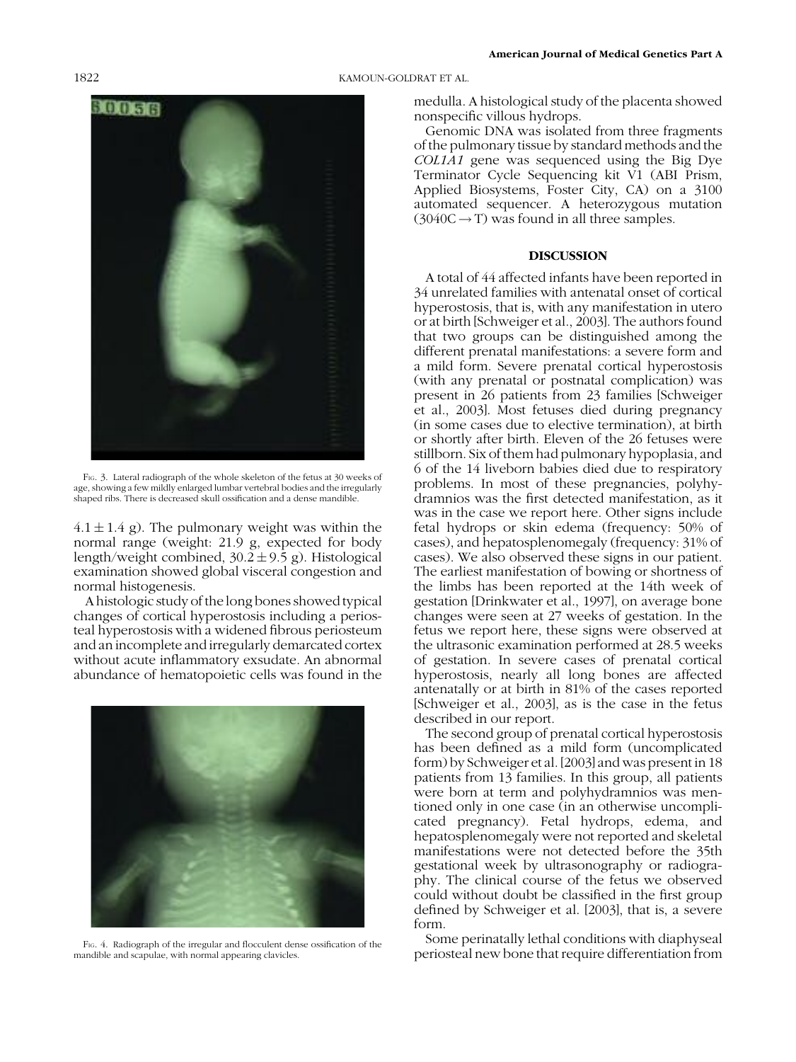Fig. 3. Lateral radiograph of the whole skeleton of the fetus at 30 weeks of age, showing a few mildly enlarged lumbar vertebral bodies and the irregularly shaped ribs. There is decreased skull ossification and a dense mandible.

$4.1 \pm 1.4$ g). The pulmonary weight was within the normal range (weight: 21.9 g, expected for body length/weight combined, $30.2 \pm 9.5$ g). Histological examination showed global visceral congestion and normal histogenesis.

A histologic study of the long bones showed typical changes of cortical hyperostosis including a periosteal hyperostosis with a widened fibrous periosteum and an incomplete and irregularly demarcated cortex without acute inflammatory exudate. An abnormal abundance of hematopoietic cells was found in the medulla. A histological study of the placenta showed nonspecific villous hydrops.

Fig. 4. Radiograph of the irregular and flocculent dense ossification of the mandible and scapulae, with normal appearing clavicles.

Genomic DNA was isolated from three fragments of the pulmonary tissue by standard methods and the *COL1A1* gene was sequenced using the Big Dye Terminator Cycle Sequencing kit V1 (ABI Prism, Applied Biosystems, Foster City, CA) on a 3100 automated sequencer. A heterozygous mutation ($3040C \rightarrow T$) was found in all three samples.

## DISCUSSION

A total of 44 affected infants have been reported in 34 unrelated families with antenatal onset of cortical hyperostosis, that is, with any manifestation in utero or at birth [Schweiger et al., 2003]. The authors found that two groups can be distinguished among the different prenatal manifestations: a severe form and a mild form. Severe prenatal cortical hyperostosis (with any prenatal or postnatal complication) was present in 26 patients from 23 families [Schweiger et al., 2003]. Most fetuses died during pregnancy (in some cases due to elective termination), at birth or shortly after birth. Eleven of the 26 fetuses were stillborn. Six of them had pulmonary hypoplasia, and 6 of the 14 liveborn babies died due to respiratory problems. In most of these pregnancies, polyhydramnios was the first detected manifestation, as it was in the case we report here. Other signs include fetal hydrops or skin edema (frequency: 50% of cases), and hepatosplenomegaly (frequency: 31% of cases). We also observed these signs in our patient. The earliest manifestation of bowing or shortness of the limbs has been reported at the 14th week of gestation [Drinkwater et al., 1997], on average bone changes were seen at 27 weeks of gestation. In the fetus we report here, these signs were observed at the ultrasonic examination performed at 28.5 weeks of gestation. In severe cases of prenatal cortical hyperostosis, nearly all long bones are affected antenatally or at birth in 81% of the cases reported [Schweiger et al., 2003], as is the case in the fetus described in our report.

The second group of prenatal cortical hyperostosis has been defined as a mild form (uncomplicated form) by Schweiger et al. [2003] and was present in 18 patients from 13 families. In this group, all patients were born at term and polyhydramnios was mentioned only in one case (in an otherwise uncomplicated pregnancy). Fetal hydrops, edema, and hepatosplenomegaly were not reported and skeletal manifestations were not detected before the 35th gestational week by ultrasonography or radiography. The clinical course of the fetus we observed could without doubt be classified in the first group defined by Schweiger et al. [2003], that is, a severe form.

Some perinatally lethal conditions with diaphyseal periosteal new bone that require differentiation from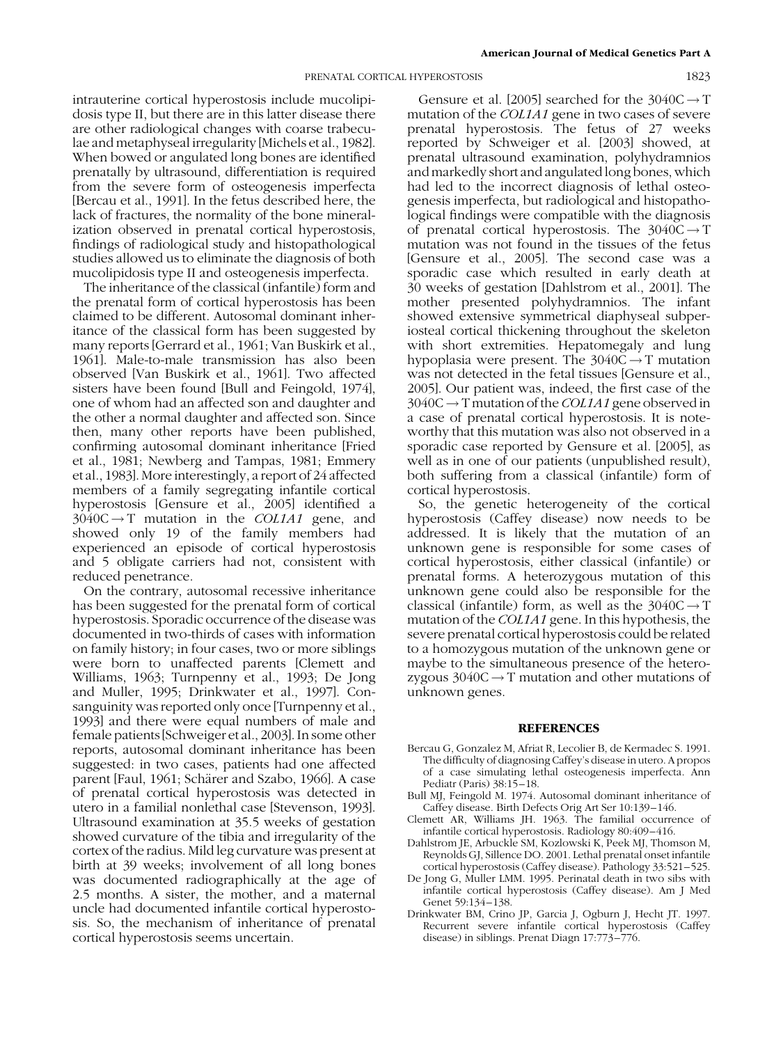intrauterine cortical hyperostosis include mucolipidosis type II, but there are in this latter disease there are other radiological changes with coarse trabeculae and metaphyseal irregularity [Michels et al., 1982]. When bowed or angulated long bones are identified prenatally by ultrasound, differentiation is required from the severe form of osteogenesis imperfecta [Bercau et al., 1991]. In the fetus described here, the lack of fractures, the normality of the bone mineralization observed in prenatal cortical hyperostosis, findings of radiological study and histopathological studies allowed us to eliminate the diagnosis of both mucolipidosis type II and osteogenesis imperfecta.

The inheritance of the classical (infantile) form and the prenatal form of cortical hyperostosis has been claimed to be different. Autosomal dominant inheritance of the classical form has been suggested by many reports [Gerrard et al., 1961; Van Buskirk et al., 1961]. Male-to-male transmission has also been observed [Van Buskirk et al., 1961]. Two affected sisters have been found [Bull and Feingold, 1974], one of whom had an affected son and daughter and the other a normal daughter and affected son. Since then, many other reports have been published, confirming autosomal dominant inheritance [Fried et al., 1981; Newberg and Tampas, 1981; Emmery et al., 1983]. More interestingly, a report of 24 affected members of a family segregating infantile cortical hyperostosis [Gensure et al., 2005] identified a $3040C \rightarrow T$ mutation in the *COL1A1* gene, and showed only 19 of the family members had experienced an episode of cortical hyperostosis and 5 obligate carriers had not, consistent with reduced penetrance.

On the contrary, autosomal recessive inheritance has been suggested for the prenatal form of cortical hyperostosis. Sporadic occurrence of the disease was documented in two-thirds of cases with information on family history; in four cases, two or more siblings were born to unaffected parents [Clemett and Williams, 1963; Turnpenny et al., 1993; De Jong and Muller, 1995; Drinkwater et al., 1997]. Consanguinity was reported only once [Turnpenny et al., 1993] and there were equal numbers of male and female patients [Schweiger et al., 2003]. In some other reports, autosomal dominant inheritance has been suggested: in two cases, patients had one affected parent [Faul, 1961; Schärer and Szabo, 1966]. A case of prenatal cortical hyperostosis was detected in utero in a familial nonlethal case [Stevenson, 1993]. Ultrasound examination at 35.5 weeks of gestation showed curvature of the tibia and irregularity of the cortex of the radius. Mild leg curvature was present at birth at 39 weeks; involvement of all long bones was documented radiographically at the age of 2.5 months. A sister, the mother, and a maternal uncle had documented infantile cortical hyperostosis. So, the mechanism of inheritance of prenatal cortical hyperostosis seems uncertain.

Gensure et al. [2005] searched for the $3040C \rightarrow T$ mutation of the *COL1A1* gene in two cases of severe prenatal hyperostosis. The fetus of 27 weeks reported by Schweiger et al. [2003] showed, at prenatal ultrasound examination, polyhydramnios and markedly short and angulated long bones, which had led to the incorrect diagnosis of lethal osteogenesis imperfecta, but radiological and histopathological findings were compatible with the diagnosis of prenatal cortical hyperostosis. The $3040C \rightarrow T$ mutation was not found in the tissues of the fetus [Gensure et al., 2005]. The second case was a sporadic case which resulted in early death at 30 weeks of gestation [Dahlstrom et al., 2001]. The mother presented polyhydramnios. The infant showed extensive symmetrical diaphyseal subperiosteal cortical thickening throughout the skeleton with short extremities. Hepatomegaly and lung hypoplasia were present. The $3040C \rightarrow T$ mutation was not detected in the fetal tissues [Gensure et al., 2005]. Our patient was, indeed, the first case of the $3040C \rightarrow T$ mutation of the *COL1A1* gene observed in a case of prenatal cortical hyperostosis. It is noteworthy that this mutation was also not observed in a sporadic case reported by Gensure et al. [2005], as well as in one of our patients (unpublished result), both suffering from a classical (infantile) form of cortical hyperostosis.

So, the genetic heterogeneity of the cortical hyperostosis (Caffey disease) now needs to be addressed. It is likely that the mutation of an unknown gene is responsible for some cases of cortical hyperostosis, either classical (infantile) or prenatal forms. A heterozygous mutation of this unknown gene could also be responsible for the classical (infantile) form, as well as the $3040C \rightarrow T$ mutation of the *COL1A1* gene. In this hypothesis, the severe prenatal cortical hyperostosis could be related to a homozygous mutation of the unknown gene or maybe to the simultaneous presence of the heterozygous $3040C \rightarrow T$ mutation and other mutations of unknown genes.

## REFERENCES

Bercau G, Gonzalez M, Afriat R, Lecolier B, de Kermadec S. 1991. The difficulty of diagnosing Caffey's disease in utero. A propos of a case simulating lethal osteogenesis imperfecta. Ann Pediatr (Paris) 38:15–18.

Bull MJ, Feingold M. 1974. Autosomal dominant inheritance of Caffey disease. Birth Defects Orig Art Ser 10:139–146.

Clemett AR, Williams JH. 1963. The familial occurrence of infantile cortical hyperostosis. Radiology 80:409–416.

Dahlstrom JE, Arbuckle SM, Kozlowski K, Peek MJ, Thomson M, Reynolds GJ, Sillence DO. 2001. Lethal prenatal onset infantile cortical hyperostosis (Caffey disease). Pathology 33:521–525.

De Jong G, Muller LMM. 1995. Perinatal death in two sibs with infantile cortical hyperostosis (Caffey disease). Am J Med Genet 59:134–138.

Drinkwater BM, Crino JP, Garcia J, Ogburn J, Hecht JT. 1997. Recurrent severe infantile cortical hyperostosis (Caffey disease) in siblings. Prenat Diagn 17:773–776.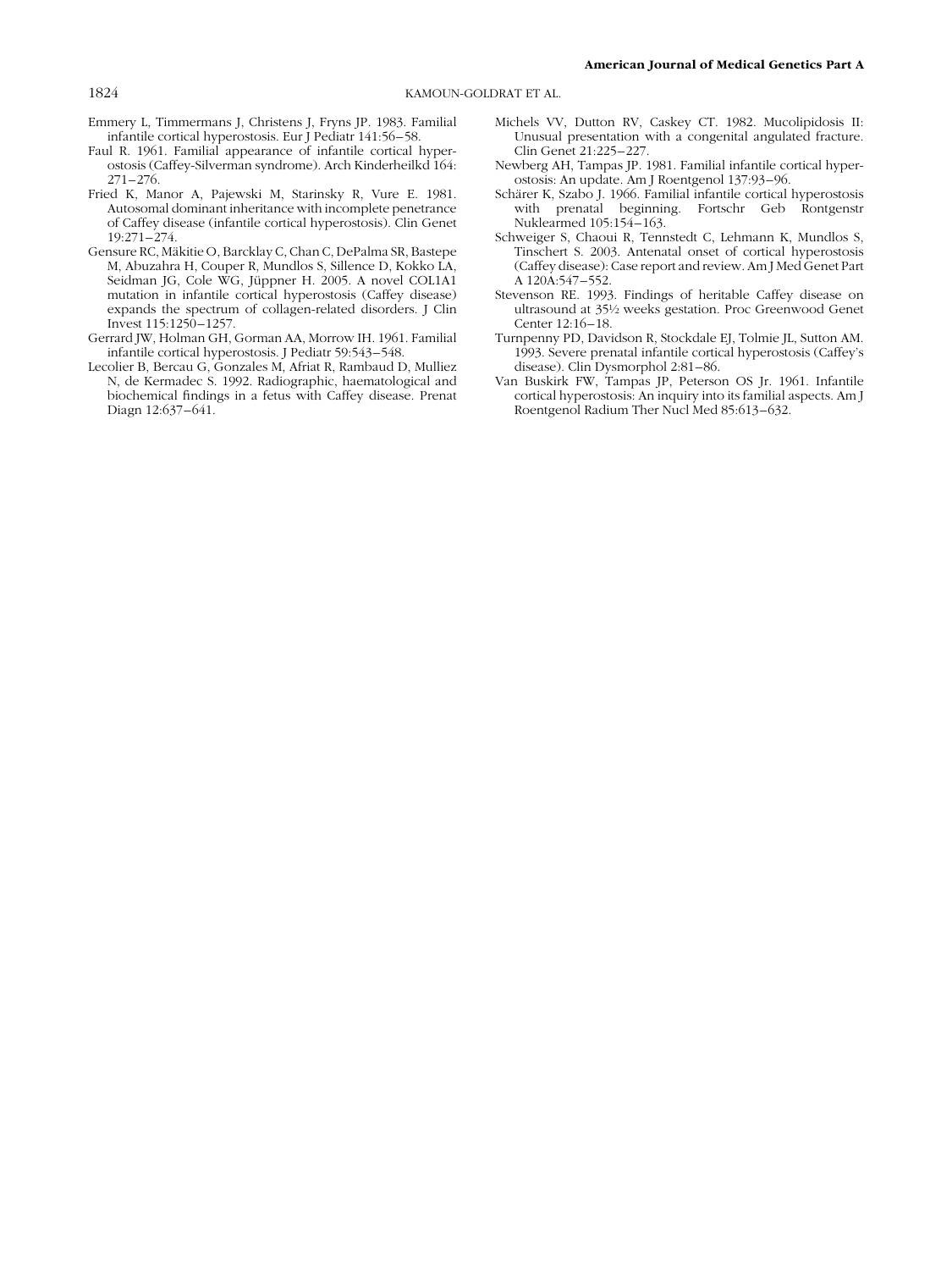Emmery L, Timmermans J, Christens J, Fryns JP. 1983. Familial infantile cortical hyperostosis. Eur J Pediatr 141:56–58.

Faul R. 1961. Familial appearance of infantile cortical hyperostosis (Caffey-Silverman syndrome). Arch Kinderheilkd 164: 271–276.

Fried K, Manor A, Pajewski M, Starinsky R, Vure E. 1981. Autosomal dominant inheritance with incomplete penetrance of Caffey disease (infantile cortical hyperostosis). Clin Genet 19:271–274.

Gensure RC, Mäkitie O, Barcklay C, Chan C, DePalma SR, Bastepe M, Abuzahra H, Couper R, Mundlos S, Sillence D, Kokko LA, Seidman JG, Cole WG, Jüppner H. 2005. A novel COL1A1 mutation in infantile cortical hyperostosis (Caffey disease) expands the spectrum of collagen-related disorders. J Clin Invest 115:1250–1257.

Gerrard JW, Holman GH, Gorman AA, Morrow IH. 1961. Familial infantile cortical hyperostosis. J Pediatr 59:543–548.

Lecolier B, Bercau G, Gonzales M, Afriat R, Rambaud D, Mulliez N, de Kermadec S. 1992. Radiographic, haematological and biochemical findings in a fetus with Caffey disease. Prenat Diagn 12:637–641.

Michels VV, Dutton RV, Caskey CT. 1982. Mucolipidosis II: Unusual presentation with a congenital angulated fracture. Clin Genet 21:225–227.

Newberg AH, Tampas JP. 1981. Familial infantile cortical hyperostosis: An update. Am J Roentgenol 137:93–96.

Schärer K, Szabo J. 1966. Familial infantile cortical hyperostosis with prenatal beginning. Fortschr Geb Rontgenstr Nuklearmed 105:154–163.

Schweiger S, Chaoui R, Tennstedt C, Lehmann K, Mundlos S, Tinschert S. 2003. Antenatal onset of cortical hyperostosis (Caffey disease): Case report and review. Am J Med Genet Part A 120A:547–552.

Stevenson RE. 1993. Findings of heritable Caffey disease on ultrasound at 35½ weeks gestation. Proc Greenwood Genet Center 12:16–18.

Turnpenny PD, Davidson R, Stockdale EJ, Tolmie JL, Sutton AM. 1993. Severe prenatal infantile cortical hyperostosis (Caffey's disease). Clin Dysmorphol 2:81–86.

Van Buskirk FW, Tampas JP, Peterson OS Jr. 1961. Infantile cortical hyperostosis: An inquiry into its familial aspects. Am J Roentgenol Radium Ther Nucl Med 85:613–632.